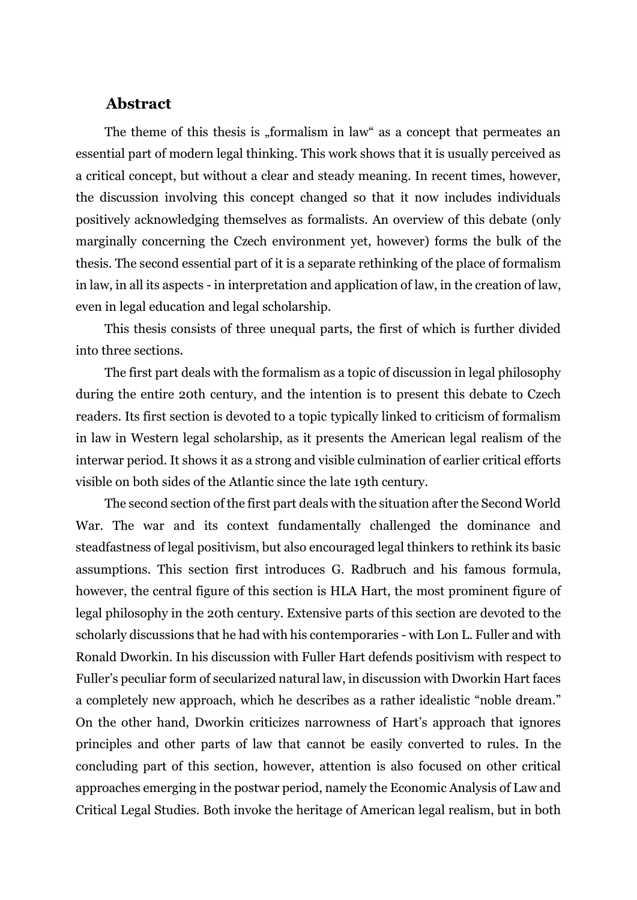## Abstract

The theme of this thesis is „formalism in law“ as a concept that permeates an essential part of modern legal thinking. This work shows that it is usually perceived as a critical concept, but without a clear and steady meaning. In recent times, however, the discussion involving this concept changed so that it now includes individuals positively acknowledging themselves as formalists. An overview of this debate (only marginally concerning the Czech environment yet, however) forms the bulk of the thesis. The second essential part of it is a separate rethinking of the place of formalism in law, in all its aspects - in interpretation and application of law, in the creation of law, even in legal education and legal scholarship.

This thesis consists of three unequal parts, the first of which is further divided into three sections.

The first part deals with the formalism as a topic of discussion in legal philosophy during the entire 20th century, and the intention is to present this debate to Czech readers. Its first section is devoted to a topic typically linked to criticism of formalism in law in Western legal scholarship, as it presents the American legal realism of the interwar period. It shows it as a strong and visible culmination of earlier critical efforts visible on both sides of the Atlantic since the late 19th century.

The second section of the first part deals with the situation after the Second World War. The war and its context fundamentally challenged the dominance and steadfastness of legal positivism, but also encouraged legal thinkers to rethink its basic assumptions. This section first introduces G. Radbruch and his famous formula, however, the central figure of this section is HLA Hart, the most prominent figure of legal philosophy in the 20th century. Extensive parts of this section are devoted to the scholarly discussions that he had with his contemporaries - with Lon L. Fuller and with Ronald Dworkin. In his discussion with Fuller Hart defends positivism with respect to Fuller's peculiar form of secularized natural law, in discussion with Dworkin Hart faces a completely new approach, which he describes as a rather idealistic "noble dream." On the other hand, Dworkin criticizes narrowness of Hart's approach that ignores principles and other parts of law that cannot be easily converted to rules. In the concluding part of this section, however, attention is also focused on other critical approaches emerging in the postwar period, namely the Economic Analysis of Law and Critical Legal Studies. Both invoke the heritage of American legal realism, but in both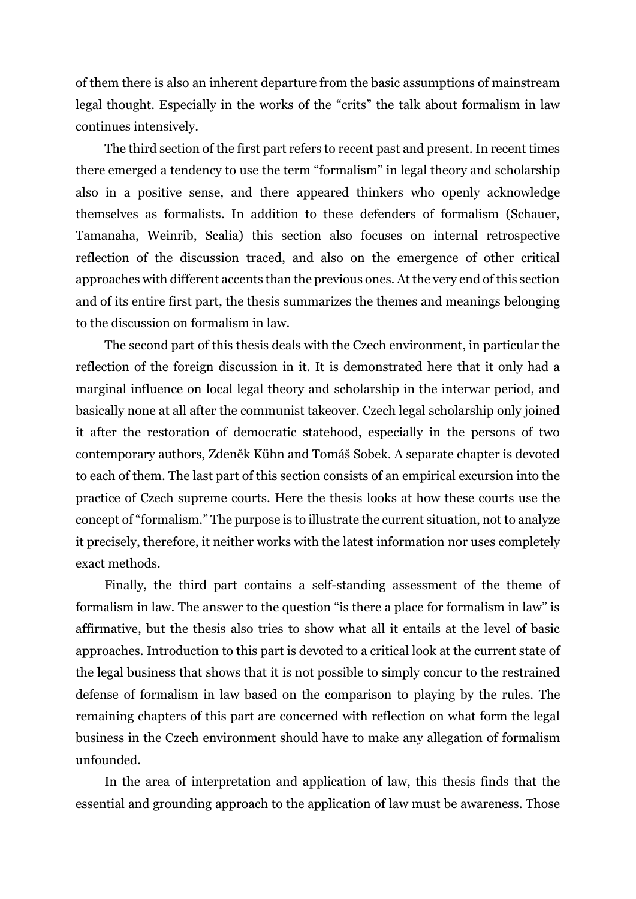of them there is also an inherent departure from the basic assumptions of mainstream legal thought. Especially in the works of the "crits" the talk about formalism in law continues intensively.

The third section of the first part refers to recent past and present. In recent times there emerged a tendency to use the term "formalism" in legal theory and scholarship also in a positive sense, and there appeared thinkers who openly acknowledge themselves as formalists. In addition to these defenders of formalism (Schauer, Tamanaha, Weinrib, Scalia) this section also focuses on internal retrospective reflection of the discussion traced, and also on the emergence of other critical approaches with different accents than the previous ones. At the very end of this section and of its entire first part, the thesis summarizes the themes and meanings belonging to the discussion on formalism in law.

The second part of this thesis deals with the Czech environment, in particular the reflection of the foreign discussion in it. It is demonstrated here that it only had a marginal influence on local legal theory and scholarship in the interwar period, and basically none at all after the communist takeover. Czech legal scholarship only joined it after the restoration of democratic statehood, especially in the persons of two contemporary authors, Zdeněk Kühn and Tomáš Sobek. A separate chapter is devoted to each of them. The last part of this section consists of an empirical excursion into the practice of Czech supreme courts. Here the thesis looks at how these courts use the concept of "formalism." The purpose is to illustrate the current situation, not to analyze it precisely, therefore, it neither works with the latest information nor uses completely exact methods.

Finally, the third part contains a self-standing assessment of the theme of formalism in law. The answer to the question "is there a place for formalism in law" is affirmative, but the thesis also tries to show what all it entails at the level of basic approaches. Introduction to this part is devoted to a critical look at the current state of the legal business that shows that it is not possible to simply concur to the restrained defense of formalism in law based on the comparison to playing by the rules. The remaining chapters of this part are concerned with reflection on what form the legal business in the Czech environment should have to make any allegation of formalism unfounded.

In the area of interpretation and application of law, this thesis finds that the essential and grounding approach to the application of law must be awareness. Those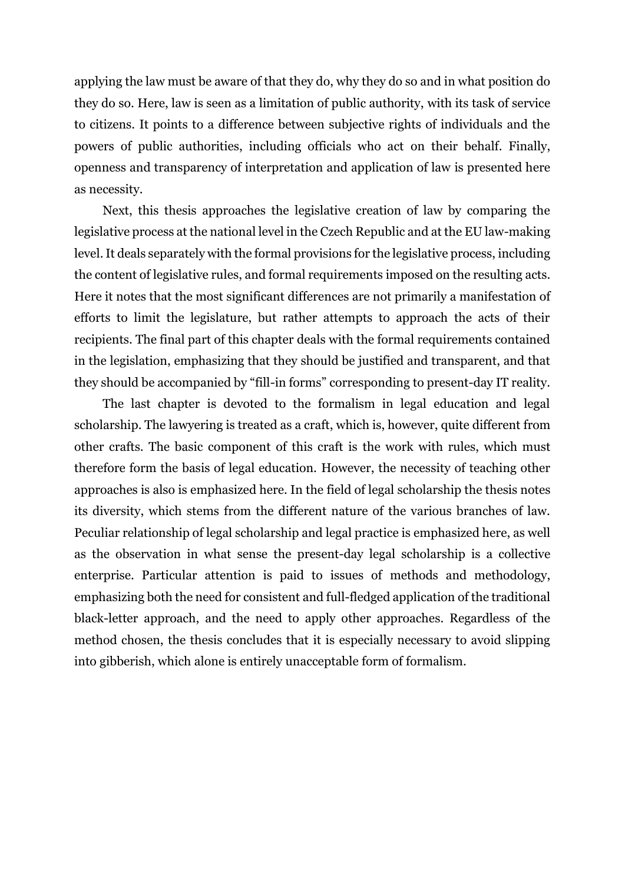applying the law must be aware of that they do, why they do so and in what position do they do so. Here, law is seen as a limitation of public authority, with its task of service to citizens. It points to a difference between subjective rights of individuals and the powers of public authorities, including officials who act on their behalf. Finally, openness and transparency of interpretation and application of law is presented here as necessity.

Next, this thesis approaches the legislative creation of law by comparing the legislative process at the national level in the Czech Republic and at the EU law-making level. It deals separately with the formal provisions for the legislative process, including the content of legislative rules, and formal requirements imposed on the resulting acts. Here it notes that the most significant differences are not primarily a manifestation of efforts to limit the legislature, but rather attempts to approach the acts of their recipients. The final part of this chapter deals with the formal requirements contained in the legislation, emphasizing that they should be justified and transparent, and that they should be accompanied by "fill-in forms" corresponding to present-day IT reality.

The last chapter is devoted to the formalism in legal education and legal scholarship. The lawyering is treated as a craft, which is, however, quite different from other crafts. The basic component of this craft is the work with rules, which must therefore form the basis of legal education. However, the necessity of teaching other approaches is also is emphasized here. In the field of legal scholarship the thesis notes its diversity, which stems from the different nature of the various branches of law. Peculiar relationship of legal scholarship and legal practice is emphasized here, as well as the observation in what sense the present-day legal scholarship is a collective enterprise. Particular attention is paid to issues of methods and methodology, emphasizing both the need for consistent and full-fledged application of the traditional black-letter approach, and the need to apply other approaches. Regardless of the method chosen, the thesis concludes that it is especially necessary to avoid slipping into gibberish, which alone is entirely unacceptable form of formalism.